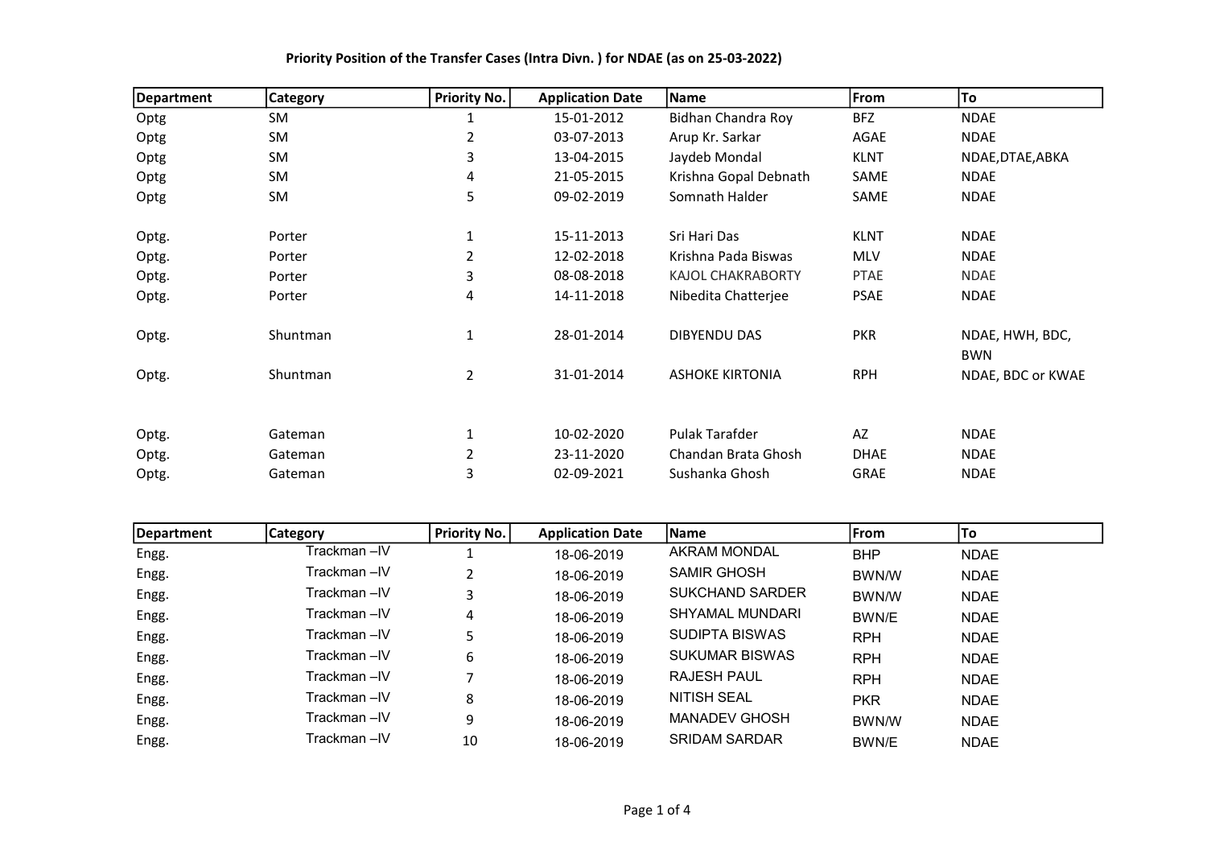**Priority Position of the Transfer Cases (Intra Divn. ) for NDAE (as on 25-03-2022)**

| Department | Category | Priority No. | Application Date | Name | From | To |
|---|---|---|---|---|---|---|
| Optg | SM | 1 | 15-01-2012 | Bidhan Chandra Roy | BFZ | NDAE |
| Optg | SM | 2 | 03-07-2013 | Arup Kr. Sarkar | AGAE | NDAE |
| Optg | SM | 3 | 13-04-2015 | Jaydeb Mondal | KLNT | NDAE,DTAE,ABKA |
| Optg | SM | 4 | 21-05-2015 | Krishna Gopal Debnath | SAME | NDAE |
| Optg | SM | 5 | 09-02-2019 | Somnath Halder | SAME | NDAE |
| | | | | | | |
| Optg. | Porter | 1 | 15-11-2013 | Sri Hari Das | KLNT | NDAE |
| Optg. | Porter | 2 | 12-02-2018 | Krishna Pada Biswas | MLV | NDAE |
| Optg. | Porter | 3 | 08-08-2018 | KAJOL CHAKRABORTY | PTAE | NDAE |
| Optg. | Porter | 4 | 14-11-2018 | Nibedita Chatterjee | PSAE | NDAE |
| | | | | | | |
| Optg. | Shuntman | 1 | 28-01-2014 | DIBYENDU DAS | PKR | NDAE, HWH, BDC, BWN |
| Optg. | Shuntman | 2 | 31-01-2014 | ASHOKE KIRTONIA | RPH | NDAE, BDC or KWAE |
| | | | | | | |
| Optg. | Gateman | 1 | 10-02-2020 | Pulak Tarafder | AZ | NDAE |
| Optg. | Gateman | 2 | 23-11-2020 | Chandan Brata Ghosh | DHAE | NDAE |
| Optg. | Gateman | 3 | 02-09-2021 | Sushanka Ghosh | GRAE | NDAE |

| Department | Category | Priority No. | Application Date | Name | From | To |
|---|---|---|---|---|---|---|
| Engg. | Trackman –IV | 1 | 18-06-2019 | AKRAM MONDAL | BHP | NDAE |
| Engg. | Trackman –IV | 2 | 18-06-2019 | SAMIR GHOSH | BWN/W | NDAE |
| Engg. | Trackman –IV | 3 | 18-06-2019 | SUKCHAND SARDER | BWN/W | NDAE |
| Engg. | Trackman –IV | 4 | 18-06-2019 | SHYAMAL MUNDARI | BWN/E | NDAE |
| Engg. | Trackman –IV | 5 | 18-06-2019 | SUDIPTA BISWAS | RPH | NDAE |
| Engg. | Trackman –IV | 6 | 18-06-2019 | SUKUMAR BISWAS | RPH | NDAE |
| Engg. | Trackman –IV | 7 | 18-06-2019 | RAJESH PAUL | RPH | NDAE |
| Engg. | Trackman –IV | 8 | 18-06-2019 | NITISH SEAL | PKR | NDAE |
| Engg. | Trackman –IV | 9 | 18-06-2019 | MANADEV GHOSH | BWN/W | NDAE |
| Engg. | Trackman –IV | 10 | 18-06-2019 | SRIDAM SARDAR | BWN/E | NDAE |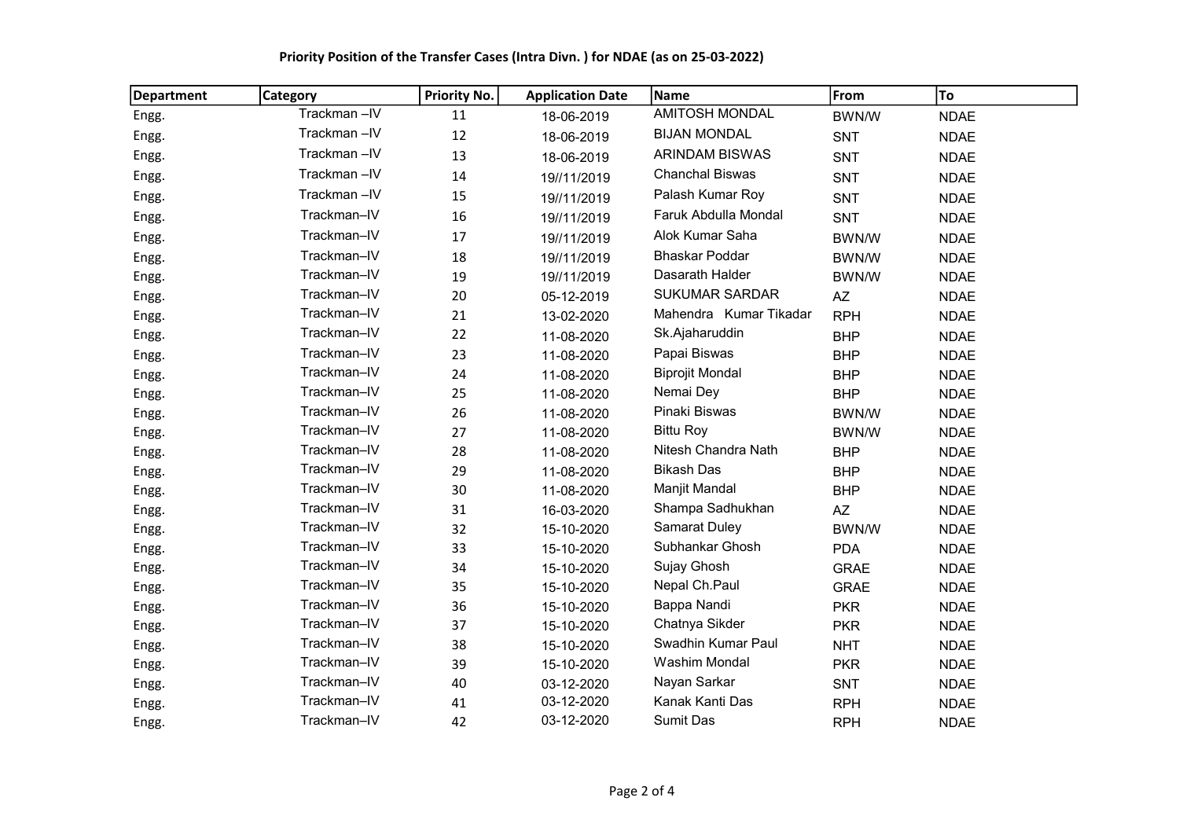**Priority Position of the Transfer Cases (Intra Divn. ) for NDAE (as on 25-03-2022)**

| Department | Category | Priority No. | Application Date | Name | From | To |
|---|---|---|---|---|---|---|
| Engg. | Trackman –IV | 11 | 18-06-2019 | AMITOSH MONDAL | BWN/W | NDAE |
| Engg. | Trackman –IV | 12 | 18-06-2019 | BIJAN MONDAL | SNT | NDAE |
| Engg. | Trackman –IV | 13 | 18-06-2019 | ARINDAM BISWAS | SNT | NDAE |
| Engg. | Trackman –IV | 14 | 19//11/2019 | Chanchal Biswas | SNT | NDAE |
| Engg. | Trackman –IV | 15 | 19//11/2019 | Palash Kumar Roy | SNT | NDAE |
| Engg. | Trackman–IV | 16 | 19//11/2019 | Faruk Abdulla Mondal | SNT | NDAE |
| Engg. | Trackman–IV | 17 | 19//11/2019 | Alok Kumar Saha | BWN/W | NDAE |
| Engg. | Trackman–IV | 18 | 19//11/2019 | Bhaskar Poddar | BWN/W | NDAE |
| Engg. | Trackman–IV | 19 | 19//11/2019 | Dasarath Halder | BWN/W | NDAE |
| Engg. | Trackman–IV | 20 | 05-12-2019 | SUKUMAR SARDAR | AZ | NDAE |
| Engg. | Trackman–IV | 21 | 13-02-2020 | Mahendra Kumar Tikadar | RPH | NDAE |
| Engg. | Trackman–IV | 22 | 11-08-2020 | Sk.Ajaharuddin | BHP | NDAE |
| Engg. | Trackman–IV | 23 | 11-08-2020 | Papai Biswas | BHP | NDAE |
| Engg. | Trackman–IV | 24 | 11-08-2020 | Biprojit Mondal | BHP | NDAE |
| Engg. | Trackman–IV | 25 | 11-08-2020 | Nemai Dey | BHP | NDAE |
| Engg. | Trackman–IV | 26 | 11-08-2020 | Pinaki Biswas | BWN/W | NDAE |
| Engg. | Trackman–IV | 27 | 11-08-2020 | Bittu Roy | BWN/W | NDAE |
| Engg. | Trackman–IV | 28 | 11-08-2020 | Nitesh Chandra Nath | BHP | NDAE |
| Engg. | Trackman–IV | 29 | 11-08-2020 | Bikash Das | BHP | NDAE |
| Engg. | Trackman–IV | 30 | 11-08-2020 | Manjit Mandal | BHP | NDAE |
| Engg. | Trackman–IV | 31 | 16-03-2020 | Shampa Sadhukhan | AZ | NDAE |
| Engg. | Trackman–IV | 32 | 15-10-2020 | Samarat Duley | BWN/W | NDAE |
| Engg. | Trackman–IV | 33 | 15-10-2020 | Subhankar Ghosh | PDA | NDAE |
| Engg. | Trackman–IV | 34 | 15-10-2020 | Sujay Ghosh | GRAE | NDAE |
| Engg. | Trackman–IV | 35 | 15-10-2020 | Nepal Ch.Paul | GRAE | NDAE |
| Engg. | Trackman–IV | 36 | 15-10-2020 | Bappa Nandi | PKR | NDAE |
| Engg. | Trackman–IV | 37 | 15-10-2020 | Chatnya Sikder | PKR | NDAE |
| Engg. | Trackman–IV | 38 | 15-10-2020 | Swadhin Kumar Paul | NHT | NDAE |
| Engg. | Trackman–IV | 39 | 15-10-2020 | Washim Mondal | PKR | NDAE |
| Engg. | Trackman–IV | 40 | 03-12-2020 | Nayan Sarkar | SNT | NDAE |
| Engg. | Trackman–IV | 41 | 03-12-2020 | Kanak Kanti Das | RPH | NDAE |
| Engg. | Trackman–IV | 42 | 03-12-2020 | Sumit Das | RPH | NDAE |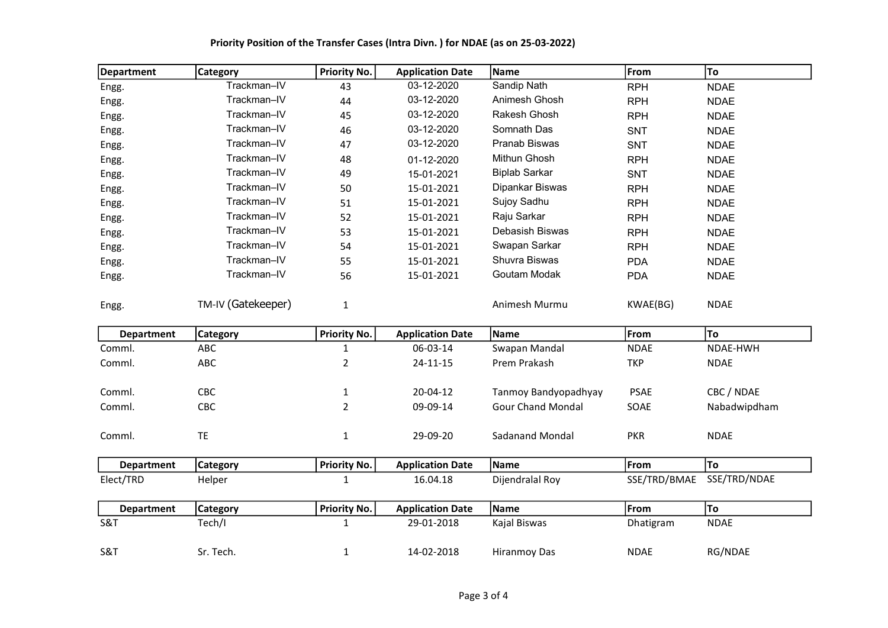**Priority Position of the Transfer Cases (Intra Divn. ) for NDAE (as on 25-03-2022)**

| Department | Category | Priority No. | Application Date | Name | From | To |
|---|---|---|---|---|---|---|
| Engg. | Trackman–IV | 43 | 03-12-2020 | Sandip Nath | RPH | NDAE |
| Engg. | Trackman–IV | 44 | 03-12-2020 | Animesh Ghosh | RPH | NDAE |
| Engg. | Trackman–IV | 45 | 03-12-2020 | Rakesh Ghosh | RPH | NDAE |
| Engg. | Trackman–IV | 46 | 03-12-2020 | Somnath Das | SNT | NDAE |
| Engg. | Trackman–IV | 47 | 03-12-2020 | Pranab Biswas | SNT | NDAE |
| Engg. | Trackman–IV | 48 | 01-12-2020 | Mithun Ghosh | RPH | NDAE |
| Engg. | Trackman–IV | 49 | 15-01-2021 | Biplab Sarkar | SNT | NDAE |
| Engg. | Trackman–IV | 50 | 15-01-2021 | Dipankar Biswas | RPH | NDAE |
| Engg. | Trackman–IV | 51 | 15-01-2021 | Sujoy Sadhu | RPH | NDAE |
| Engg. | Trackman–IV | 52 | 15-01-2021 | Raju Sarkar | RPH | NDAE |
| Engg. | Trackman–IV | 53 | 15-01-2021 | Debasish Biswas | RPH | NDAE |
| Engg. | Trackman–IV | 54 | 15-01-2021 | Swapan Sarkar | RPH | NDAE |
| Engg. | Trackman–IV | 55 | 15-01-2021 | Shuvra Biswas | PDA | NDAE |
| Engg. | Trackman–IV | 56 | 15-01-2021 | Goutam Modak | PDA | NDAE |
| Engg. | TM-IV (Gatekeeper) | 1 | | Animesh Murmu | KWAE(BG) | NDAE |

| Department | Category | Priority No. | Application Date | Name | From | To |
|---|---|---|---|---|---|---|
| Comml. | ABC | 1 | 06-03-14 | Swapan Mandal | NDAE | NDAE-HWH |
| Comml. | ABC | 2 | 24-11-15 | Prem Prakash | TKP | NDAE |
| Comml. | CBC | 1 | 20-04-12 | Tanmoy Bandyopadhyay | PSAE | CBC / NDAE |
| Comml. | CBC | 2 | 09-09-14 | Gour Chand Mondal | SOAE | Nabadwipdham |
| Comml. | TE | 1 | 29-09-20 | Sadanand Mondal | PKR | NDAE |

| Department | Category | Priority No. | Application Date | Name | From | To |
|---|---|---|---|---|---|---|
| Elect/TRD | Helper | 1 | 16.04.18 | Dijendralal Roy | SSE/TRD/BMAE | SSE/TRD/NDAE |

| Department | Category | Priority No. | Application Date | Name | From | To |
|---|---|---|---|---|---|---|
| S&T | Tech/I | 1 | 29-01-2018 | Kajal Biswas | Dhatigram | NDAE |
| S&T | Sr. Tech. | 1 | 14-02-2018 | Hiranmoy Das | NDAE | RG/NDAE |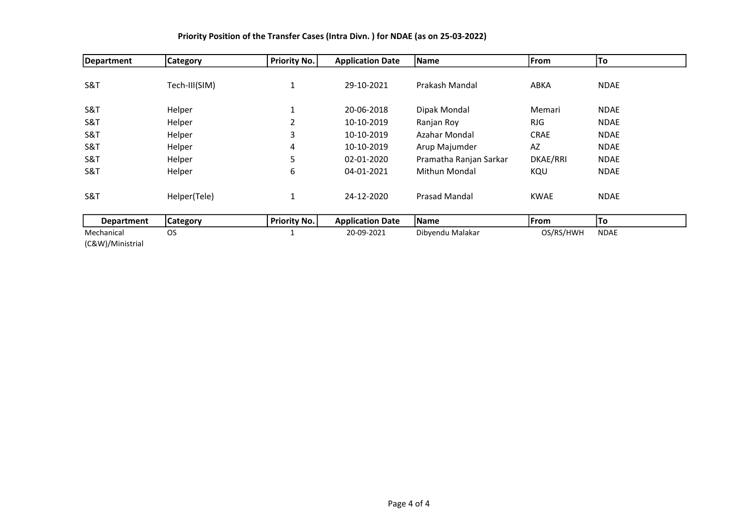**Priority Position of the Transfer Cases (Intra Divn. ) for NDAE (as on 25-03-2022)**

| Department | Category | Priority No. | Application Date | Name | From | To |
|---|---|---|---|---|---|---|
| S&T | Tech-III(SIM) | 1 | 29-10-2021 | Prakash Mandal | ABKA | NDAE |
| S&T | Helper | 1 | 20-06-2018 | Dipak Mondal | Memari | NDAE |
| S&T | Helper | 2 | 10-10-2019 | Ranjan Roy | RJG | NDAE |
| S&T | Helper | 3 | 10-10-2019 | Azahar Mondal | CRAE | NDAE |
| S&T | Helper | 4 | 10-10-2019 | Arup Majumder | AZ | NDAE |
| S&T | Helper | 5 | 02-01-2020 | Pramatha Ranjan Sarkar | DKAE/RRI | NDAE |
| S&T | Helper | 6 | 04-01-2021 | Mithun Mondal | KQU | NDAE |
| S&T | Helper(Tele) | 1 | 24-12-2020 | Prasad Mandal | KWAE | NDAE |

| Department | Category | Priority No. | Application Date | Name | From | To |
|---|---|---|---|---|---|---|
| Mechanical (C&W)/Ministrial | OS | 1 | 20-09-2021 | Dibyendu Malakar | OS/RS/HWH | NDAE |